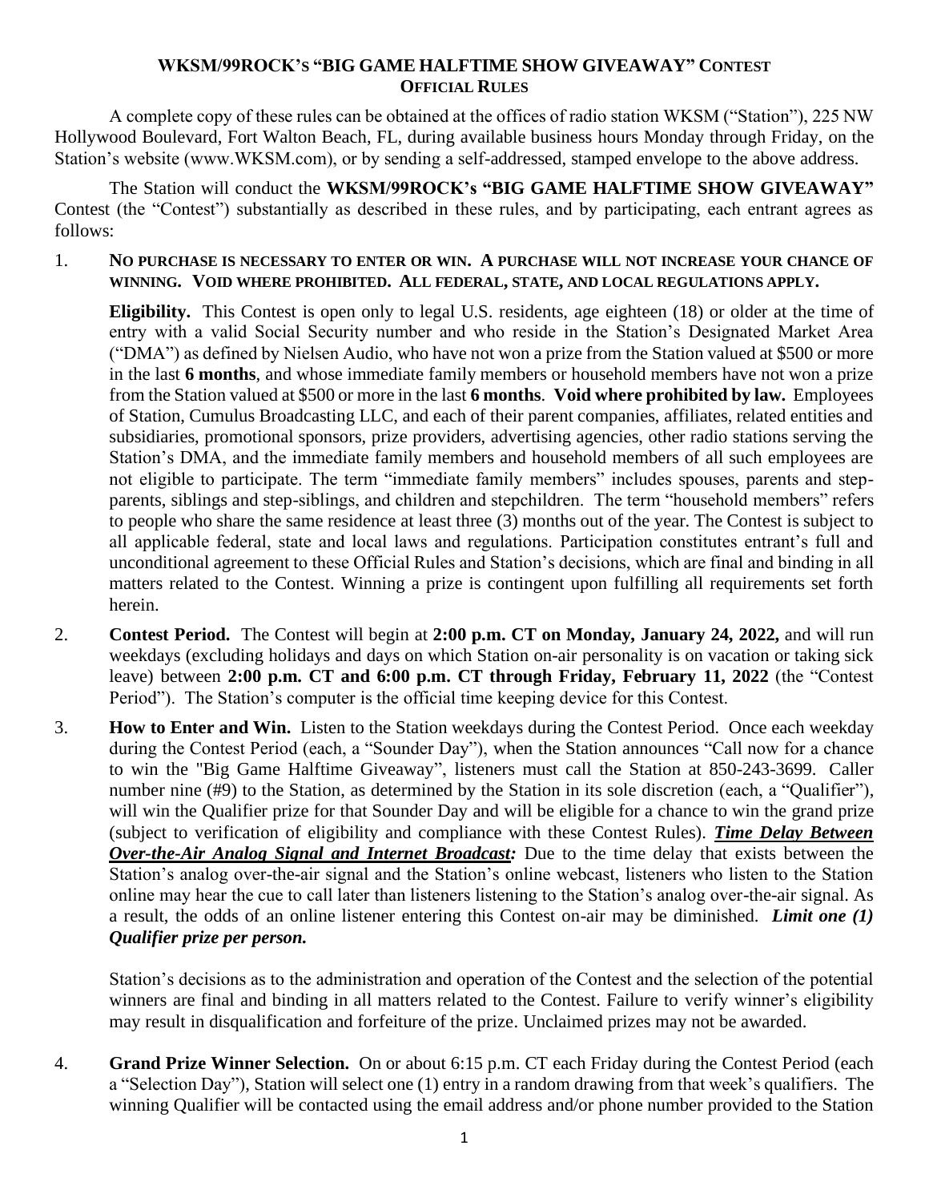# WKSM/99ROCK's "BIG GAME HALFTIME SHOW GIVEAWAY" CONTEST
## OFFICIAL RULES

A complete copy of these rules can be obtained at the offices of radio station WKSM ("Station"), 225 NW Hollywood Boulevard, Fort Walton Beach, FL, during available business hours Monday through Friday, on the Station's website (www.WKSM.com), or by sending a self-addressed, stamped envelope to the above address.

The Station will conduct the **WKSM/99ROCK's "BIG GAME HALFTIME SHOW GIVEAWAY"** Contest (the "Contest") substantially as described in these rules, and by participating, each entrant agrees as follows:

1. **NO PURCHASE IS NECESSARY TO ENTER OR WIN. A PURCHASE WILL NOT INCREASE YOUR CHANCE OF WINNING. VOID WHERE PROHIBITED. ALL FEDERAL, STATE, AND LOCAL REGULATIONS APPLY.**

   **Eligibility.** This Contest is open only to legal U.S. residents, age eighteen (18) or older at the time of entry with a valid Social Security number and who reside in the Station's Designated Market Area ("DMA") as defined by Nielsen Audio, who have not won a prize from the Station valued at $500 or more in the last **6 months**, and whose immediate family members or household members have not won a prize from the Station valued at $500 or more in the last **6 months**. **Void where prohibited by law.** Employees of Station, Cumulus Broadcasting LLC, and each of their parent companies, affiliates, related entities and subsidiaries, promotional sponsors, prize providers, advertising agencies, other radio stations serving the Station's DMA, and the immediate family members and household members of all such employees are not eligible to participate. The term "immediate family members" includes spouses, parents and step-parents, siblings and step-siblings, and children and stepchildren. The term "household members" refers to people who share the same residence at least three (3) months out of the year. The Contest is subject to all applicable federal, state and local laws and regulations. Participation constitutes entrant's full and unconditional agreement to these Official Rules and Station's decisions, which are final and binding in all matters related to the Contest. Winning a prize is contingent upon fulfilling all requirements set forth herein.

2. **Contest Period.** The Contest will begin at **2:00 p.m. CT on Monday, January 24, 2022,** and will run weekdays (excluding holidays and days on which Station on-air personality is on vacation or taking sick leave) between **2:00 p.m. CT and 6:00 p.m. CT through Friday, February 11, 2022** (the "Contest Period"). The Station's computer is the official time keeping device for this Contest.

3. **How to Enter and Win.** Listen to the Station weekdays during the Contest Period. Once each weekday during the Contest Period (each, a "Sounder Day"), when the Station announces "Call now for a chance to win the "Big Game Halftime Giveaway", listeners must call the Station at 850-243-3699. Caller number nine (#9) to the Station, as determined by the Station in its sole discretion (each, a "Qualifier"), will win the Qualifier prize for that Sounder Day and will be eligible for a chance to win the grand prize (subject to verification of eligibility and compliance with these Contest Rules). ***Time Delay Between Over-the-Air Analog Signal and Internet Broadcast:*** Due to the time delay that exists between the Station's analog over-the-air signal and the Station's online webcast, listeners who listen to the Station online may hear the cue to call later than listeners listening to the Station's analog over-the-air signal. As a result, the odds of an online listener entering this Contest on-air may be diminished. ***Limit one (1) Qualifier prize per person.***

   Station's decisions as to the administration and operation of the Contest and the selection of the potential winners are final and binding in all matters related to the Contest. Failure to verify winner's eligibility may result in disqualification and forfeiture of the prize. Unclaimed prizes may not be awarded.

4. **Grand Prize Winner Selection.** On or about 6:15 p.m. CT each Friday during the Contest Period (each a "Selection Day"), Station will select one (1) entry in a random drawing from that week's qualifiers. The winning Qualifier will be contacted using the email address and/or phone number provided to the Station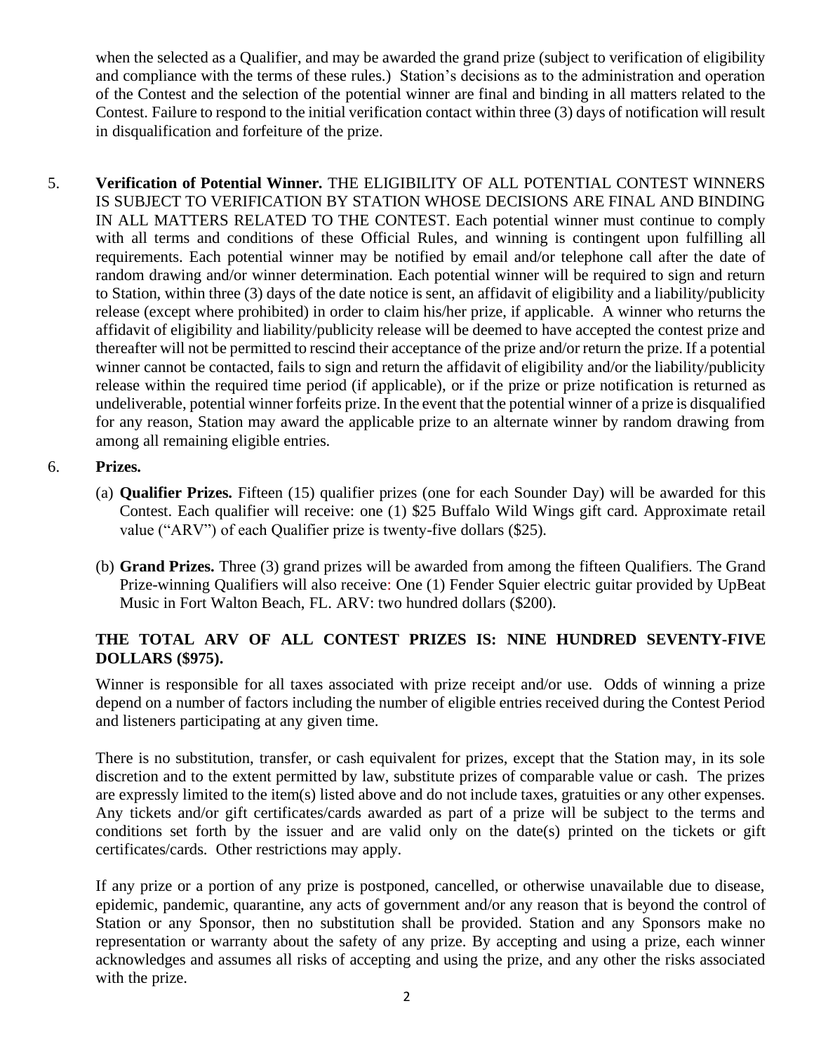when the selected as a Qualifier, and may be awarded the grand prize (subject to verification of eligibility and compliance with the terms of these rules.) Station's decisions as to the administration and operation of the Contest and the selection of the potential winner are final and binding in all matters related to the Contest. Failure to respond to the initial verification contact within three (3) days of notification will result in disqualification and forfeiture of the prize.

5. **Verification of Potential Winner.** THE ELIGIBILITY OF ALL POTENTIAL CONTEST WINNERS IS SUBJECT TO VERIFICATION BY STATION WHOSE DECISIONS ARE FINAL AND BINDING IN ALL MATTERS RELATED TO THE CONTEST. Each potential winner must continue to comply with all terms and conditions of these Official Rules, and winning is contingent upon fulfilling all requirements. Each potential winner may be notified by email and/or telephone call after the date of random drawing and/or winner determination. Each potential winner will be required to sign and return to Station, within three (3) days of the date notice is sent, an affidavit of eligibility and a liability/publicity release (except where prohibited) in order to claim his/her prize, if applicable. A winner who returns the affidavit of eligibility and liability/publicity release will be deemed to have accepted the contest prize and thereafter will not be permitted to rescind their acceptance of the prize and/or return the prize. If a potential winner cannot be contacted, fails to sign and return the affidavit of eligibility and/or the liability/publicity release within the required time period (if applicable), or if the prize or prize notification is returned as undeliverable, potential winner forfeits prize. In the event that the potential winner of a prize is disqualified for any reason, Station may award the applicable prize to an alternate winner by random drawing from among all remaining eligible entries.

6. **Prizes.**

   (a) **Qualifier Prizes.** Fifteen (15) qualifier prizes (one for each Sounder Day) will be awarded for this Contest. Each qualifier will receive: one (1) $25 Buffalo Wild Wings gift card. Approximate retail value ("ARV") of each Qualifier prize is twenty-five dollars ($25).

   (b) **Grand Prizes.** Three (3) grand prizes will be awarded from among the fifteen Qualifiers. The Grand Prize-winning Qualifiers will also receive: One (1) Fender Squier electric guitar provided by UpBeat Music in Fort Walton Beach, FL. ARV: two hundred dollars ($200).

   **THE TOTAL ARV OF ALL CONTEST PRIZES IS: NINE HUNDRED SEVENTY-FIVE DOLLARS ($975).**

   Winner is responsible for all taxes associated with prize receipt and/or use. Odds of winning a prize depend on a number of factors including the number of eligible entries received during the Contest Period and listeners participating at any given time.

   There is no substitution, transfer, or cash equivalent for prizes, except that the Station may, in its sole discretion and to the extent permitted by law, substitute prizes of comparable value or cash. The prizes are expressly limited to the item(s) listed above and do not include taxes, gratuities or any other expenses. Any tickets and/or gift certificates/cards awarded as part of a prize will be subject to the terms and conditions set forth by the issuer and are valid only on the date(s) printed on the tickets or gift certificates/cards. Other restrictions may apply.

   If any prize or a portion of any prize is postponed, cancelled, or otherwise unavailable due to disease, epidemic, pandemic, quarantine, any acts of government and/or any reason that is beyond the control of Station or any Sponsor, then no substitution shall be provided. Station and any Sponsors make no representation or warranty about the safety of any prize. By accepting and using a prize, each winner acknowledges and assumes all risks of accepting and using the prize, and any other the risks associated with the prize.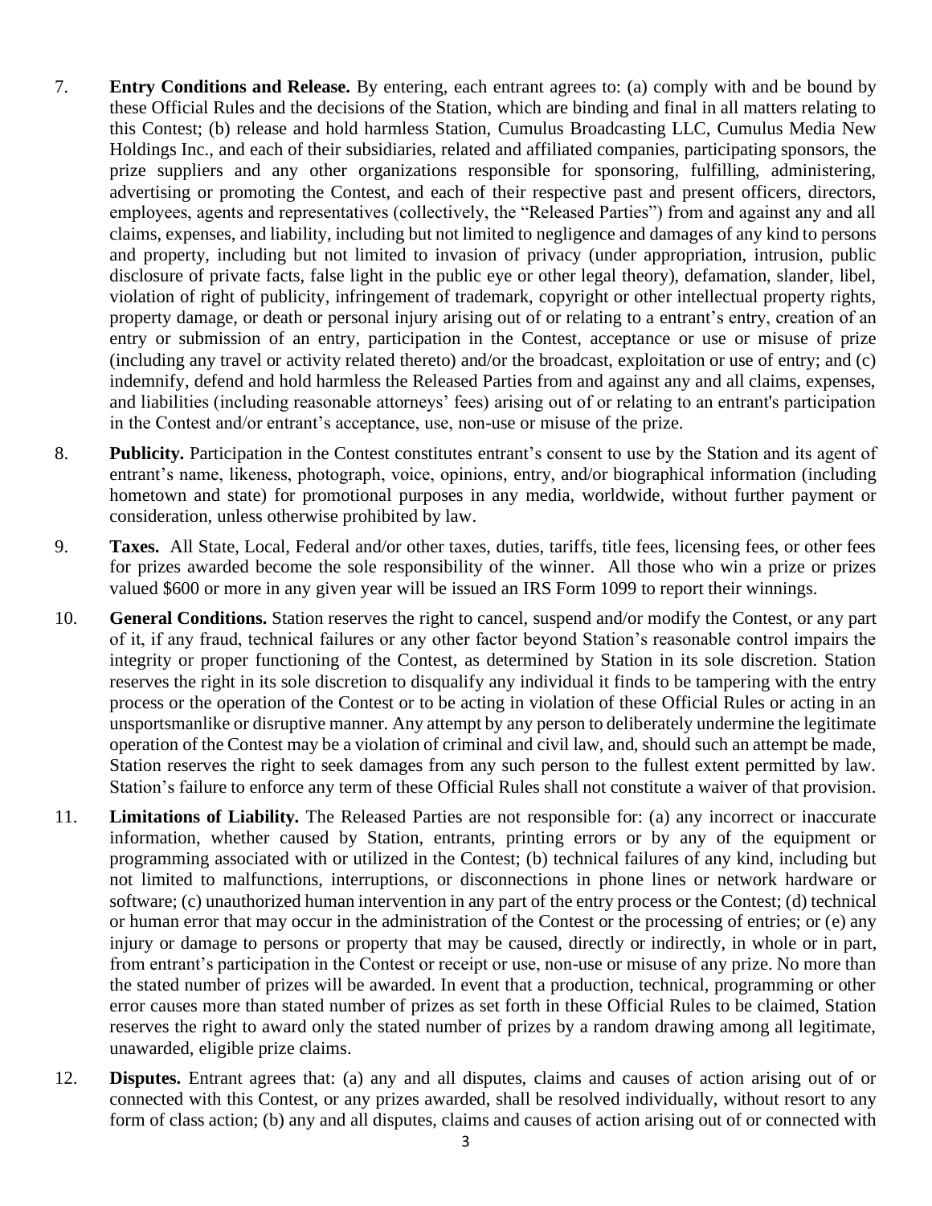7. **Entry Conditions and Release.** By entering, each entrant agrees to: (a) comply with and be bound by these Official Rules and the decisions of the Station, which are binding and final in all matters relating to this Contest; (b) release and hold harmless Station, Cumulus Broadcasting LLC, Cumulus Media New Holdings Inc., and each of their subsidiaries, related and affiliated companies, participating sponsors, the prize suppliers and any other organizations responsible for sponsoring, fulfilling, administering, advertising or promoting the Contest, and each of their respective past and present officers, directors, employees, agents and representatives (collectively, the "Released Parties") from and against any and all claims, expenses, and liability, including but not limited to negligence and damages of any kind to persons and property, including but not limited to invasion of privacy (under appropriation, intrusion, public disclosure of private facts, false light in the public eye or other legal theory), defamation, slander, libel, violation of right of publicity, infringement of trademark, copyright or other intellectual property rights, property damage, or death or personal injury arising out of or relating to a entrant's entry, creation of an entry or submission of an entry, participation in the Contest, acceptance or use or misuse of prize (including any travel or activity related thereto) and/or the broadcast, exploitation or use of entry; and (c) indemnify, defend and hold harmless the Released Parties from and against any and all claims, expenses, and liabilities (including reasonable attorneys' fees) arising out of or relating to an entrant's participation in the Contest and/or entrant's acceptance, use, non-use or misuse of the prize.

8. **Publicity.** Participation in the Contest constitutes entrant's consent to use by the Station and its agent of entrant's name, likeness, photograph, voice, opinions, entry, and/or biographical information (including hometown and state) for promotional purposes in any media, worldwide, without further payment or consideration, unless otherwise prohibited by law.

9. **Taxes.** All State, Local, Federal and/or other taxes, duties, tariffs, title fees, licensing fees, or other fees for prizes awarded become the sole responsibility of the winner. All those who win a prize or prizes valued $600 or more in any given year will be issued an IRS Form 1099 to report their winnings.

10. **General Conditions.** Station reserves the right to cancel, suspend and/or modify the Contest, or any part of it, if any fraud, technical failures or any other factor beyond Station's reasonable control impairs the integrity or proper functioning of the Contest, as determined by Station in its sole discretion. Station reserves the right in its sole discretion to disqualify any individual it finds to be tampering with the entry process or the operation of the Contest or to be acting in violation of these Official Rules or acting in an unsportsmanlike or disruptive manner. Any attempt by any person to deliberately undermine the legitimate operation of the Contest may be a violation of criminal and civil law, and, should such an attempt be made, Station reserves the right to seek damages from any such person to the fullest extent permitted by law. Station's failure to enforce any term of these Official Rules shall not constitute a waiver of that provision.

11. **Limitations of Liability.** The Released Parties are not responsible for: (a) any incorrect or inaccurate information, whether caused by Station, entrants, printing errors or by any of the equipment or programming associated with or utilized in the Contest; (b) technical failures of any kind, including but not limited to malfunctions, interruptions, or disconnections in phone lines or network hardware or software; (c) unauthorized human intervention in any part of the entry process or the Contest; (d) technical or human error that may occur in the administration of the Contest or the processing of entries; or (e) any injury or damage to persons or property that may be caused, directly or indirectly, in whole or in part, from entrant's participation in the Contest or receipt or use, non-use or misuse of any prize. No more than the stated number of prizes will be awarded. In event that a production, technical, programming or other error causes more than stated number of prizes as set forth in these Official Rules to be claimed, Station reserves the right to award only the stated number of prizes by a random drawing among all legitimate, unawarded, eligible prize claims.

12. **Disputes.** Entrant agrees that: (a) any and all disputes, claims and causes of action arising out of or connected with this Contest, or any prizes awarded, shall be resolved individually, without resort to any form of class action; (b) any and all disputes, claims and causes of action arising out of or connected with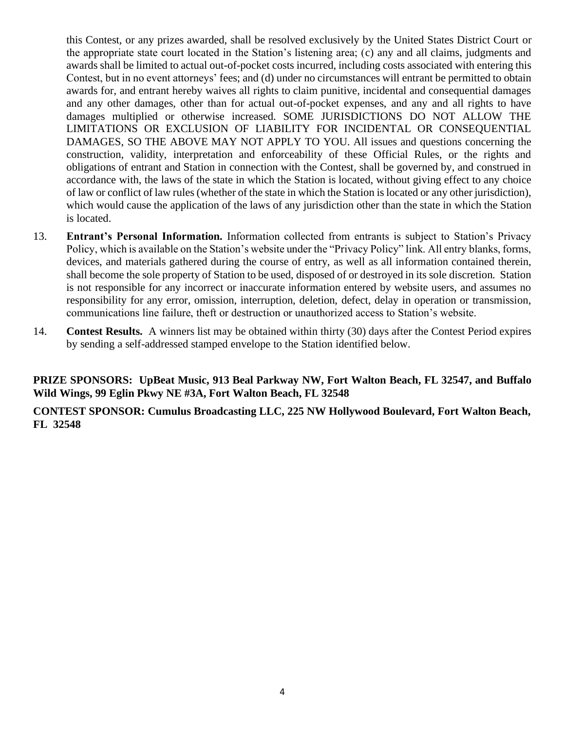this Contest, or any prizes awarded, shall be resolved exclusively by the United States District Court or the appropriate state court located in the Station's listening area; (c) any and all claims, judgments and awards shall be limited to actual out-of-pocket costs incurred, including costs associated with entering this Contest, but in no event attorneys' fees; and (d) under no circumstances will entrant be permitted to obtain awards for, and entrant hereby waives all rights to claim punitive, incidental and consequential damages and any other damages, other than for actual out-of-pocket expenses, and any and all rights to have damages multiplied or otherwise increased. SOME JURISDICTIONS DO NOT ALLOW THE LIMITATIONS OR EXCLUSION OF LIABILITY FOR INCIDENTAL OR CONSEQUENTIAL DAMAGES, SO THE ABOVE MAY NOT APPLY TO YOU. All issues and questions concerning the construction, validity, interpretation and enforceability of these Official Rules, or the rights and obligations of entrant and Station in connection with the Contest, shall be governed by, and construed in accordance with, the laws of the state in which the Station is located, without giving effect to any choice of law or conflict of law rules (whether of the state in which the Station is located or any other jurisdiction), which would cause the application of the laws of any jurisdiction other than the state in which the Station is located.

13. **Entrant's Personal Information.** Information collected from entrants is subject to Station's Privacy Policy, which is available on the Station's website under the "Privacy Policy" link. All entry blanks, forms, devices, and materials gathered during the course of entry, as well as all information contained therein, shall become the sole property of Station to be used, disposed of or destroyed in its sole discretion. Station is not responsible for any incorrect or inaccurate information entered by website users, and assumes no responsibility for any error, omission, interruption, deletion, defect, delay in operation or transmission, communications line failure, theft or destruction or unauthorized access to Station's website.

14. **Contest Results.** A winners list may be obtained within thirty (30) days after the Contest Period expires by sending a self-addressed stamped envelope to the Station identified below.

**PRIZE SPONSORS: UpBeat Music, 913 Beal Parkway NW, Fort Walton Beach, FL 32547, and Buffalo Wild Wings, 99 Eglin Pkwy NE #3A, Fort Walton Beach, FL 32548**

**CONTEST SPONSOR: Cumulus Broadcasting LLC, 225 NW Hollywood Boulevard, Fort Walton Beach, FL 32548**